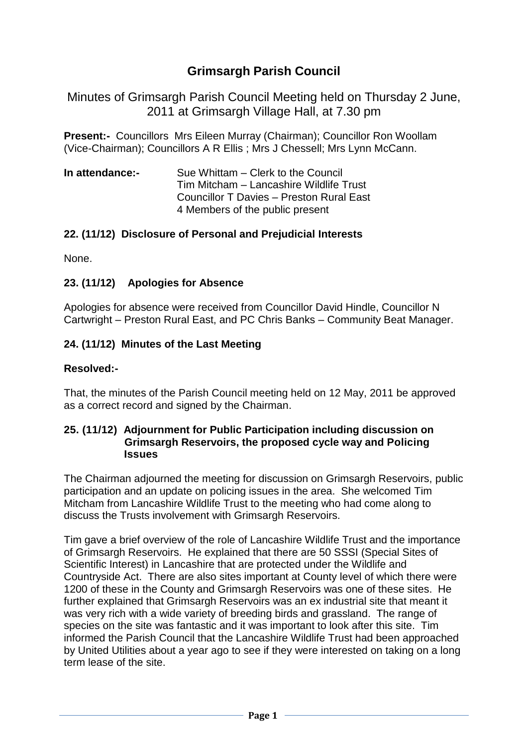# Grimsargh Parish Council

Minutes of Grimsargh Parish Council Meeting held on Thursday 2 June, 2011 at Grimsargh Village Hall, at 7.30 pm

**Present:-** Councillors Mrs Eileen Murray (Chairman); Councillor Ron Woollam (Vice-Chairman); Councillors A R Ellis ; Mrs J Chessell; Mrs Lynn McCann.

**In attendance:-** Sue Whittam – Clerk to the Council
Tim Mitcham – Lancashire Wildlife Trust
Councillor T Davies – Preston Rural East
4 Members of the public present

## 22. (11/12) Disclosure of Personal and Prejudicial Interests

None.

## 23. (11/12) Apologies for Absence

Apologies for absence were received from Councillor David Hindle, Councillor N Cartwright – Preston Rural East, and PC Chris Banks – Community Beat Manager.

## 24. (11/12) Minutes of the Last Meeting

**Resolved:-**

That, the minutes of the Parish Council meeting held on 12 May, 2011 be approved as a correct record and signed by the Chairman.

## 25. (11/12) Adjournment for Public Participation including discussion on Grimsargh Reservoirs, the proposed cycle way and Policing Issues

The Chairman adjourned the meeting for discussion on Grimsargh Reservoirs, public participation and an update on policing issues in the area. She welcomed Tim Mitcham from Lancashire Wildlife Trust to the meeting who had come along to discuss the Trusts involvement with Grimsargh Reservoirs.

Tim gave a brief overview of the role of Lancashire Wildlife Trust and the importance of Grimsargh Reservoirs. He explained that there are 50 SSSI (Special Sites of Scientific Interest) in Lancashire that are protected under the Wildlife and Countryside Act. There are also sites important at County level of which there were 1200 of these in the County and Grimsargh Reservoirs was one of these sites. He further explained that Grimsargh Reservoirs was an ex industrial site that meant it was very rich with a wide variety of breeding birds and grassland. The range of species on the site was fantastic and it was important to look after this site. Tim informed the Parish Council that the Lancashire Wildlife Trust had been approached by United Utilities about a year ago to see if they were interested on taking on a long term lease of the site.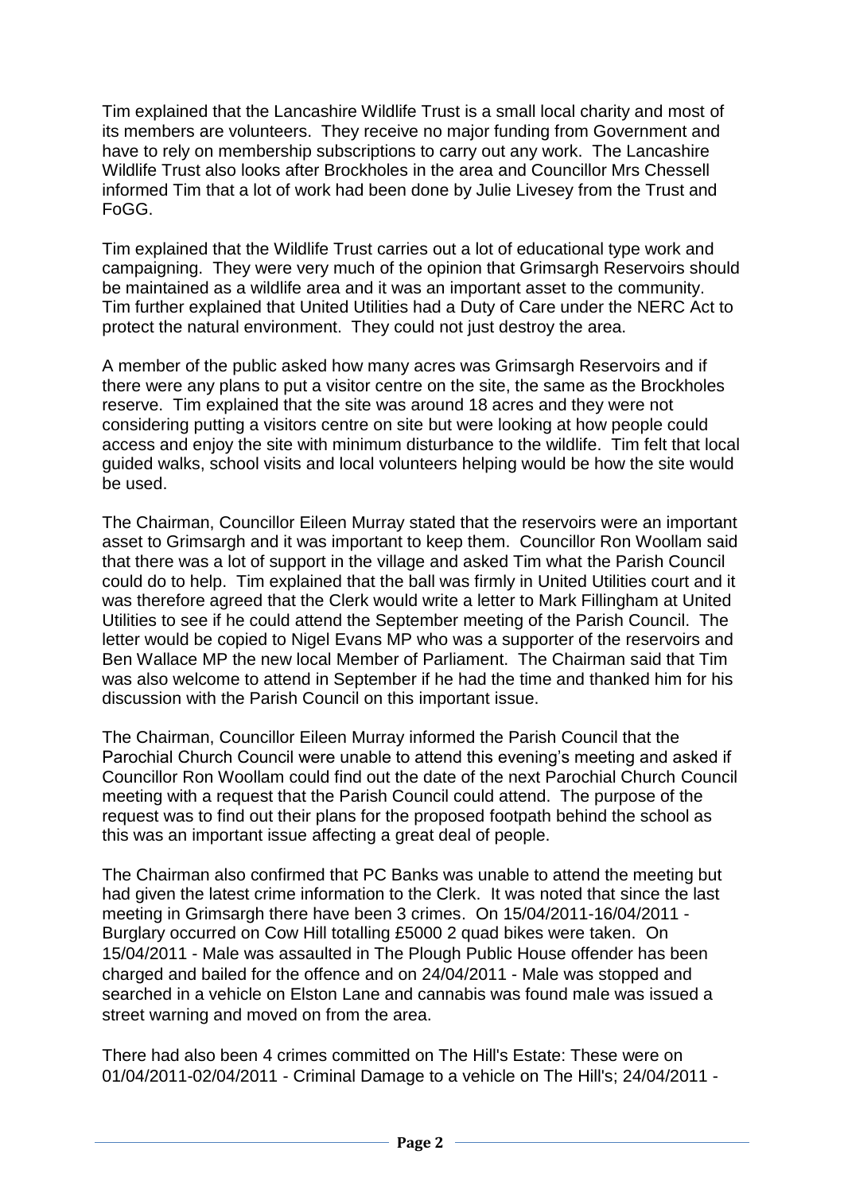Tim explained that the Lancashire Wildlife Trust is a small local charity and most of its members are volunteers. They receive no major funding from Government and have to rely on membership subscriptions to carry out any work. The Lancashire Wildlife Trust also looks after Brockholes in the area and Councillor Mrs Chessell informed Tim that a lot of work had been done by Julie Livesey from the Trust and FoGG.

Tim explained that the Wildlife Trust carries out a lot of educational type work and campaigning. They were very much of the opinion that Grimsargh Reservoirs should be maintained as a wildlife area and it was an important asset to the community. Tim further explained that United Utilities had a Duty of Care under the NERC Act to protect the natural environment. They could not just destroy the area.

A member of the public asked how many acres was Grimsargh Reservoirs and if there were any plans to put a visitor centre on the site, the same as the Brockholes reserve. Tim explained that the site was around 18 acres and they were not considering putting a visitors centre on site but were looking at how people could access and enjoy the site with minimum disturbance to the wildlife. Tim felt that local guided walks, school visits and local volunteers helping would be how the site would be used.

The Chairman, Councillor Eileen Murray stated that the reservoirs were an important asset to Grimsargh and it was important to keep them. Councillor Ron Woollam said that there was a lot of support in the village and asked Tim what the Parish Council could do to help. Tim explained that the ball was firmly in United Utilities court and it was therefore agreed that the Clerk would write a letter to Mark Fillingham at United Utilities to see if he could attend the September meeting of the Parish Council. The letter would be copied to Nigel Evans MP who was a supporter of the reservoirs and Ben Wallace MP the new local Member of Parliament. The Chairman said that Tim was also welcome to attend in September if he had the time and thanked him for his discussion with the Parish Council on this important issue.

The Chairman, Councillor Eileen Murray informed the Parish Council that the Parochial Church Council were unable to attend this evening's meeting and asked if Councillor Ron Woollam could find out the date of the next Parochial Church Council meeting with a request that the Parish Council could attend. The purpose of the request was to find out their plans for the proposed footpath behind the school as this was an important issue affecting a great deal of people.

The Chairman also confirmed that PC Banks was unable to attend the meeting but had given the latest crime information to the Clerk. It was noted that since the last meeting in Grimsargh there have been 3 crimes. On 15/04/2011-16/04/2011 - Burglary occurred on Cow Hill totalling £5000 2 quad bikes were taken. On 15/04/2011 - Male was assaulted in The Plough Public House offender has been charged and bailed for the offence and on 24/04/2011 - Male was stopped and searched in a vehicle on Elston Lane and cannabis was found male was issued a street warning and moved on from the area.

There had also been 4 crimes committed on The Hill's Estate: These were on 01/04/2011-02/04/2011 - Criminal Damage to a vehicle on The Hill's; 24/04/2011 -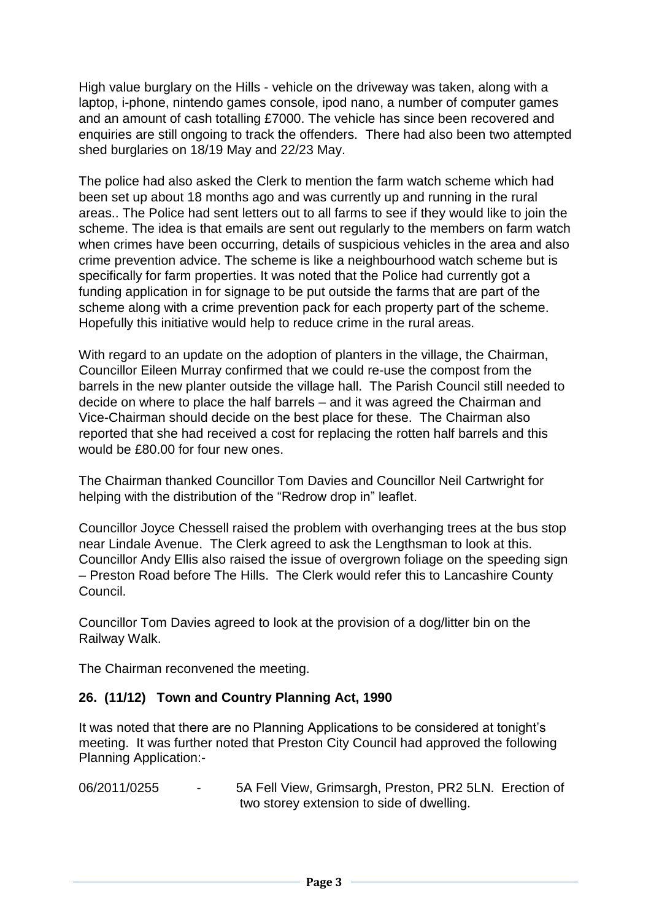High value burglary on the Hills - vehicle on the driveway was taken, along with a laptop, i-phone, nintendo games console, ipod nano, a number of computer games and an amount of cash totalling £7000. The vehicle has since been recovered and enquiries are still ongoing to track the offenders. There had also been two attempted shed burglaries on 18/19 May and 22/23 May.

The police had also asked the Clerk to mention the farm watch scheme which had been set up about 18 months ago and was currently up and running in the rural areas.. The Police had sent letters out to all farms to see if they would like to join the scheme. The idea is that emails are sent out regularly to the members on farm watch when crimes have been occurring, details of suspicious vehicles in the area and also crime prevention advice. The scheme is like a neighbourhood watch scheme but is specifically for farm properties. It was noted that the Police had currently got a funding application in for signage to be put outside the farms that are part of the scheme along with a crime prevention pack for each property part of the scheme. Hopefully this initiative would help to reduce crime in the rural areas.

With regard to an update on the adoption of planters in the village, the Chairman, Councillor Eileen Murray confirmed that we could re-use the compost from the barrels in the new planter outside the village hall. The Parish Council still needed to decide on where to place the half barrels – and it was agreed the Chairman and Vice-Chairman should decide on the best place for these. The Chairman also reported that she had received a cost for replacing the rotten half barrels and this would be £80.00 for four new ones.

The Chairman thanked Councillor Tom Davies and Councillor Neil Cartwright for helping with the distribution of the "Redrow drop in" leaflet.

Councillor Joyce Chessell raised the problem with overhanging trees at the bus stop near Lindale Avenue. The Clerk agreed to ask the Lengthsman to look at this. Councillor Andy Ellis also raised the issue of overgrown foliage on the speeding sign – Preston Road before The Hills. The Clerk would refer this to Lancashire County Council.

Councillor Tom Davies agreed to look at the provision of a dog/litter bin on the Railway Walk.

The Chairman reconvened the meeting.

## 26. (11/12) Town and Country Planning Act, 1990

It was noted that there are no Planning Applications to be considered at tonight's meeting. It was further noted that Preston City Council had approved the following Planning Application:-

06/2011/0255 - 5A Fell View, Grimsargh, Preston, PR2 5LN. Erection of two storey extension to side of dwelling.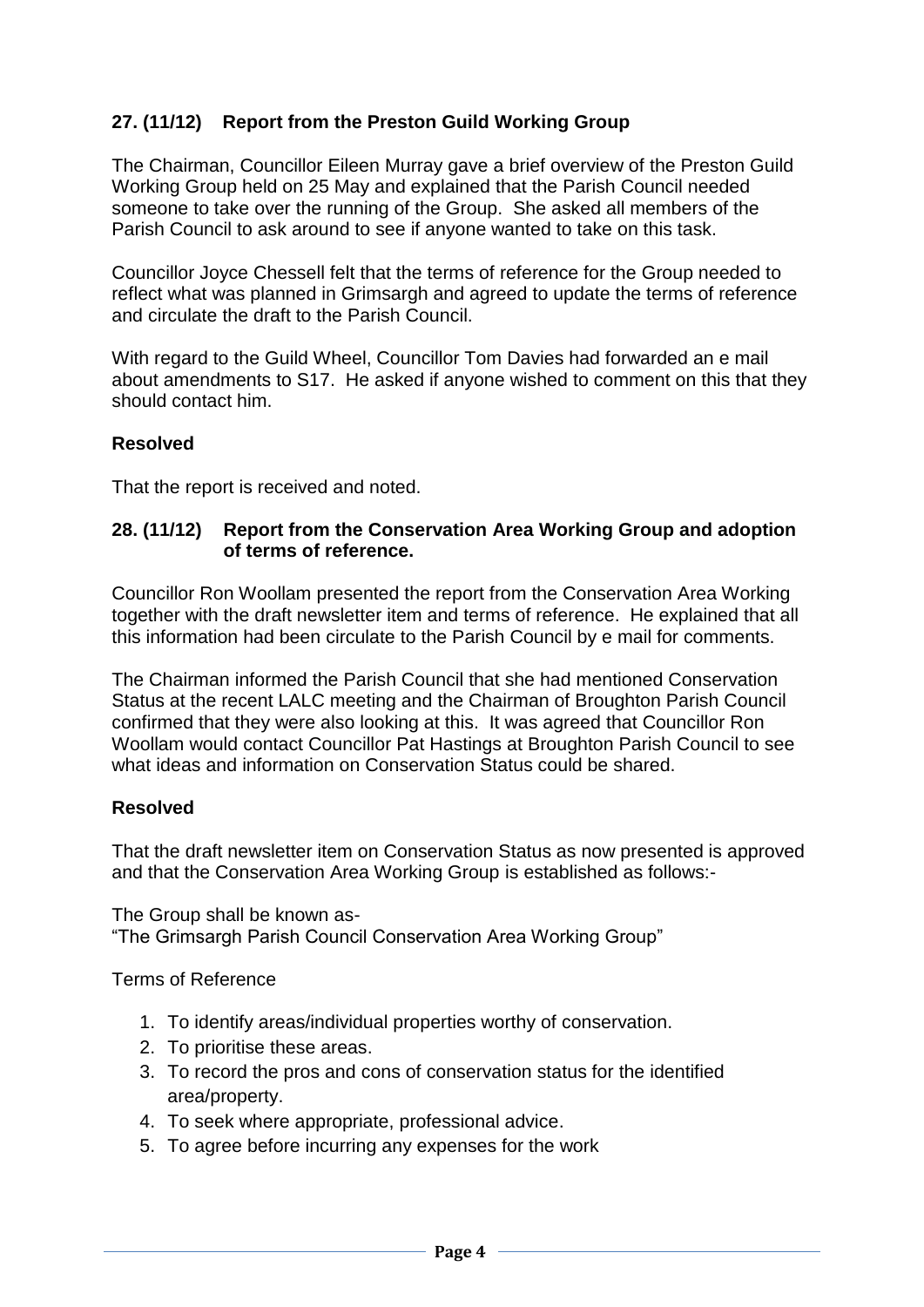## 27. (11/12) Report from the Preston Guild Working Group

The Chairman, Councillor Eileen Murray gave a brief overview of the Preston Guild Working Group held on 25 May and explained that the Parish Council needed someone to take over the running of the Group. She asked all members of the Parish Council to ask around to see if anyone wanted to take on this task.

Councillor Joyce Chessell felt that the terms of reference for the Group needed to reflect what was planned in Grimsargh and agreed to update the terms of reference and circulate the draft to the Parish Council.

With regard to the Guild Wheel, Councillor Tom Davies had forwarded an e mail about amendments to S17. He asked if anyone wished to comment on this that they should contact him.

**Resolved**

That the report is received and noted.

## 28. (11/12) Report from the Conservation Area Working Group and adoption of terms of reference.

Councillor Ron Woollam presented the report from the Conservation Area Working together with the draft newsletter item and terms of reference. He explained that all this information had been circulate to the Parish Council by e mail for comments.

The Chairman informed the Parish Council that she had mentioned Conservation Status at the recent LALC meeting and the Chairman of Broughton Parish Council confirmed that they were also looking at this. It was agreed that Councillor Ron Woollam would contact Councillor Pat Hastings at Broughton Parish Council to see what ideas and information on Conservation Status could be shared.

**Resolved**

That the draft newsletter item on Conservation Status as now presented is approved and that the Conservation Area Working Group is established as follows:-

The Group shall be known as-
"The Grimsargh Parish Council Conservation Area Working Group"

Terms of Reference

1. To identify areas/individual properties worthy of conservation.
2. To prioritise these areas.
3. To record the pros and cons of conservation status for the identified area/property.
4. To seek where appropriate, professional advice.
5. To agree before incurring any expenses for the work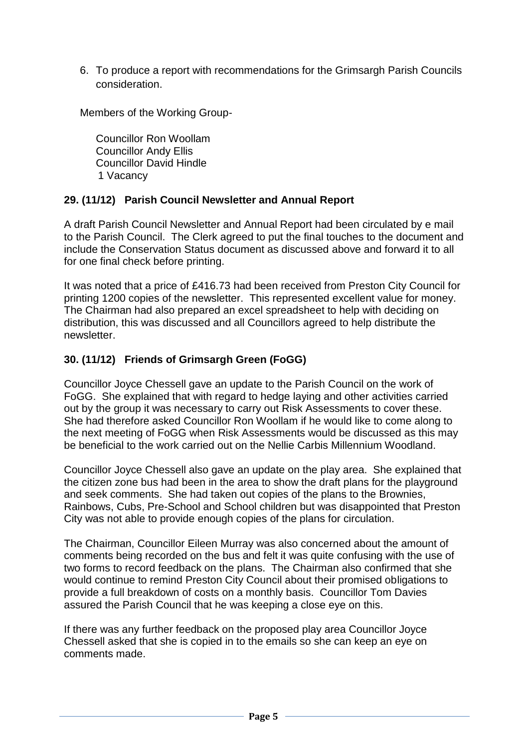6. To produce a report with recommendations for the Grimsargh Parish Councils consideration.

Members of the Working Group-

Councillor Ron Woollam
Councillor Andy Ellis
Councillor David Hindle
1 Vacancy

## 29. (11/12) Parish Council Newsletter and Annual Report

A draft Parish Council Newsletter and Annual Report had been circulated by e mail to the Parish Council. The Clerk agreed to put the final touches to the document and include the Conservation Status document as discussed above and forward it to all for one final check before printing.

It was noted that a price of £416.73 had been received from Preston City Council for printing 1200 copies of the newsletter. This represented excellent value for money. The Chairman had also prepared an excel spreadsheet to help with deciding on distribution, this was discussed and all Councillors agreed to help distribute the newsletter.

## 30. (11/12) Friends of Grimsargh Green (FoGG)

Councillor Joyce Chessell gave an update to the Parish Council on the work of FoGG. She explained that with regard to hedge laying and other activities carried out by the group it was necessary to carry out Risk Assessments to cover these. She had therefore asked Councillor Ron Woollam if he would like to come along to the next meeting of FoGG when Risk Assessments would be discussed as this may be beneficial to the work carried out on the Nellie Carbis Millennium Woodland.

Councillor Joyce Chessell also gave an update on the play area. She explained that the citizen zone bus had been in the area to show the draft plans for the playground and seek comments. She had taken out copies of the plans to the Brownies, Rainbows, Cubs, Pre-School and School children but was disappointed that Preston City was not able to provide enough copies of the plans for circulation.

The Chairman, Councillor Eileen Murray was also concerned about the amount of comments being recorded on the bus and felt it was quite confusing with the use of two forms to record feedback on the plans. The Chairman also confirmed that she would continue to remind Preston City Council about their promised obligations to provide a full breakdown of costs on a monthly basis. Councillor Tom Davies assured the Parish Council that he was keeping a close eye on this.

If there was any further feedback on the proposed play area Councillor Joyce Chessell asked that she is copied in to the emails so she can keep an eye on comments made.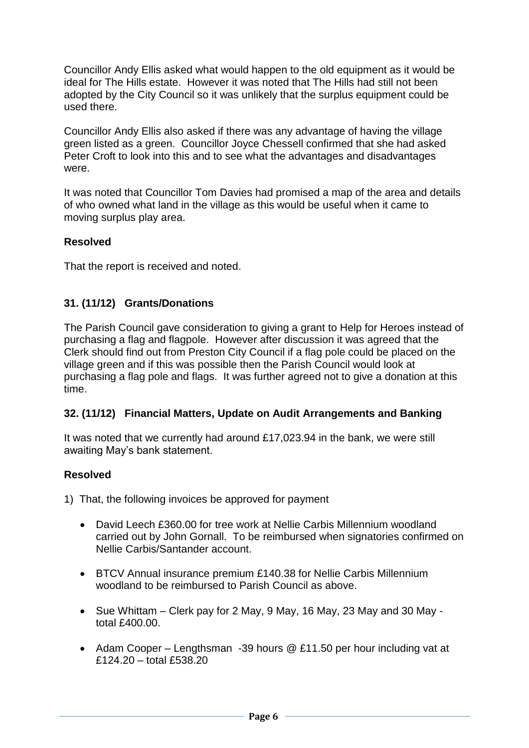Councillor Andy Ellis asked what would happen to the old equipment as it would be ideal for The Hills estate. However it was noted that The Hills had still not been adopted by the City Council so it was unlikely that the surplus equipment could be used there.

Councillor Andy Ellis also asked if there was any advantage of having the village green listed as a green. Councillor Joyce Chessell confirmed that she had asked Peter Croft to look into this and to see what the advantages and disadvantages were.

It was noted that Councillor Tom Davies had promised a map of the area and details of who owned what land in the village as this would be useful when it came to moving surplus play area.

**Resolved**

That the report is received and noted.

### 31. (11/12) Grants/Donations

The Parish Council gave consideration to giving a grant to Help for Heroes instead of purchasing a flag and flagpole. However after discussion it was agreed that the Clerk should find out from Preston City Council if a flag pole could be placed on the village green and if this was possible then the Parish Council would look at purchasing a flag pole and flags. It was further agreed not to give a donation at this time.

### 32. (11/12) Financial Matters, Update on Audit Arrangements and Banking

It was noted that we currently had around £17,023.94 in the bank, we were still awaiting May's bank statement.

**Resolved**

1) That, the following invoices be approved for payment

   - David Leech £360.00 for tree work at Nellie Carbis Millennium woodland carried out by John Gornall. To be reimbursed when signatories confirmed on Nellie Carbis/Santander account.

   - BTCV Annual insurance premium £140.38 for Nellie Carbis Millennium woodland to be reimbursed to Parish Council as above.

   - Sue Whittam – Clerk pay for 2 May, 9 May, 16 May, 23 May and 30 May - total £400.00.

   - Adam Cooper – Lengthsman -39 hours @ £11.50 per hour including vat at £124.20 – total £538.20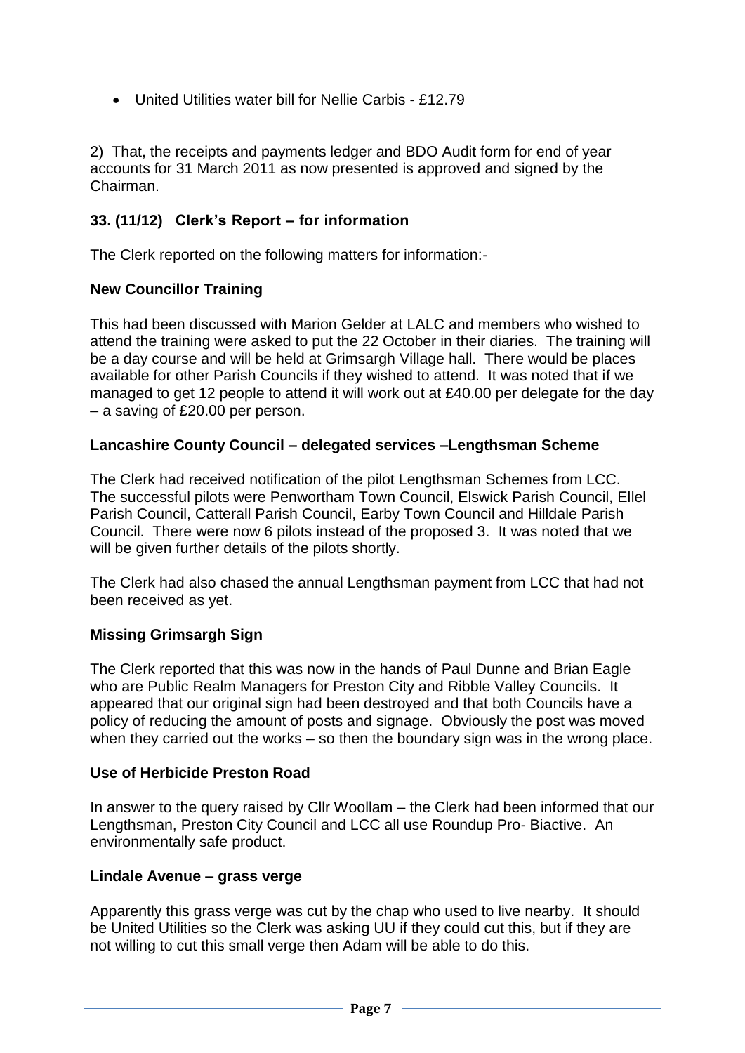- United Utilities water bill for Nellie Carbis - £12.79

2) That, the receipts and payments ledger and BDO Audit form for end of year accounts for 31 March 2011 as now presented is approved and signed by the Chairman.

### 33. (11/12) Clerk's Report – for information

The Clerk reported on the following matters for information:-

**New Councillor Training**

This had been discussed with Marion Gelder at LALC and members who wished to attend the training were asked to put the 22 October in their diaries. The training will be a day course and will be held at Grimsargh Village hall. There would be places available for other Parish Councils if they wished to attend. It was noted that if we managed to get 12 people to attend it will work out at £40.00 per delegate for the day – a saving of £20.00 per person.

**Lancashire County Council – delegated services –Lengthsman Scheme**

The Clerk had received notification of the pilot Lengthsman Schemes from LCC. The successful pilots were Penwortham Town Council, Elswick Parish Council, Ellel Parish Council, Catterall Parish Council, Earby Town Council and Hilldale Parish Council. There were now 6 pilots instead of the proposed 3. It was noted that we will be given further details of the pilots shortly.

The Clerk had also chased the annual Lengthsman payment from LCC that had not been received as yet.

**Missing Grimsargh Sign**

The Clerk reported that this was now in the hands of Paul Dunne and Brian Eagle who are Public Realm Managers for Preston City and Ribble Valley Councils. It appeared that our original sign had been destroyed and that both Councils have a policy of reducing the amount of posts and signage. Obviously the post was moved when they carried out the works – so then the boundary sign was in the wrong place.

**Use of Herbicide Preston Road**

In answer to the query raised by Cllr Woollam – the Clerk had been informed that our Lengthsman, Preston City Council and LCC all use Roundup Pro- Biactive. An environmentally safe product.

**Lindale Avenue – grass verge**

Apparently this grass verge was cut by the chap who used to live nearby. It should be United Utilities so the Clerk was asking UU if they could cut this, but if they are not willing to cut this small verge then Adam will be able to do this.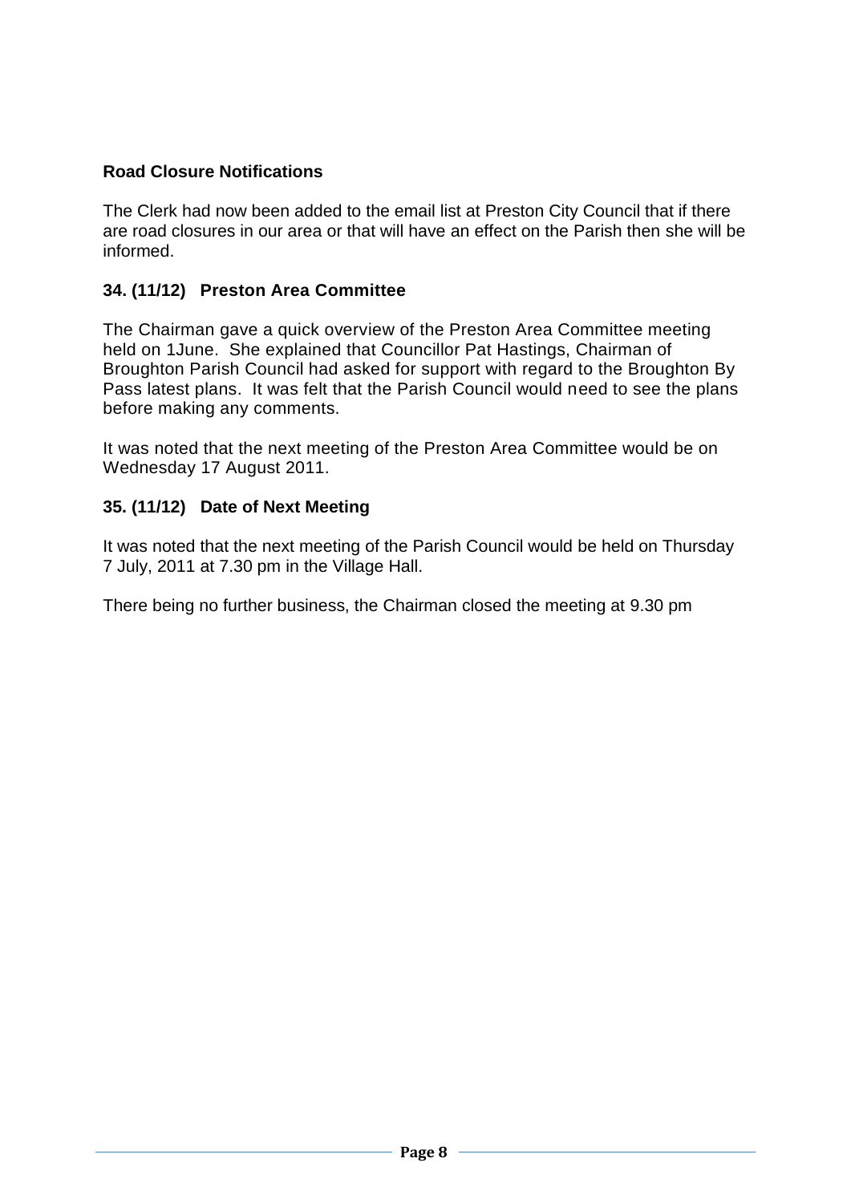### Road Closure Notifications

The Clerk had now been added to the email list at Preston City Council that if there are road closures in our area or that will have an effect on the Parish then she will be informed.

### 34. (11/12) Preston Area Committee

The Chairman gave a quick overview of the Preston Area Committee meeting held on 1June. She explained that Councillor Pat Hastings, Chairman of Broughton Parish Council had asked for support with regard to the Broughton By Pass latest plans. It was felt that the Parish Council would need to see the plans before making any comments.

It was noted that the next meeting of the Preston Area Committee would be on Wednesday 17 August 2011.

### 35. (11/12) Date of Next Meeting

It was noted that the next meeting of the Parish Council would be held on Thursday 7 July, 2011 at 7.30 pm in the Village Hall.

There being no further business, the Chairman closed the meeting at 9.30 pm